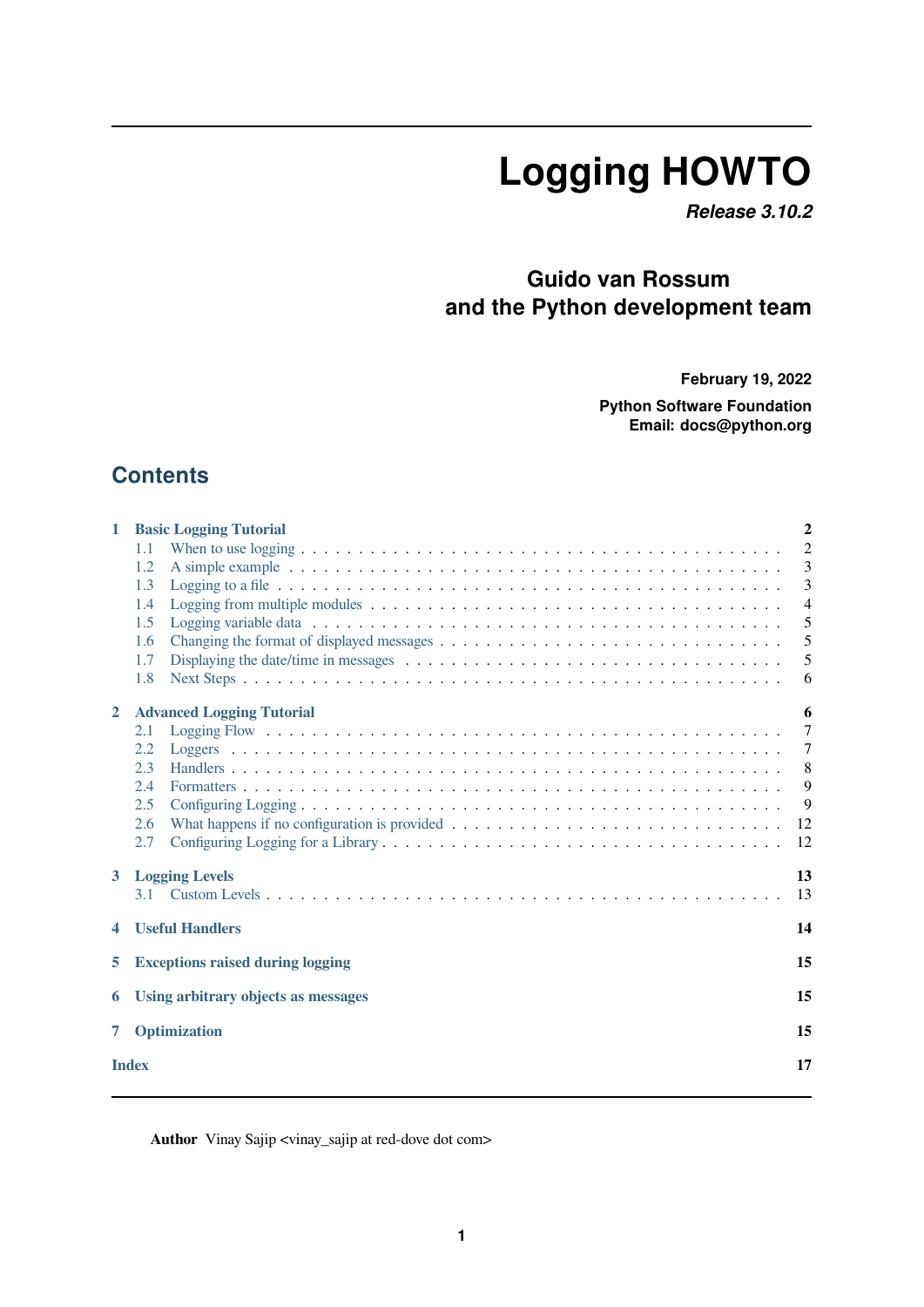# Logging HOWTO

***Release 3.10.2***

**Guido van Rossum and the Python development team**

**February 19, 2022**

**Python Software Foundation**
**Email: docs@python.org**

## Contents

- **1 Basic Logging Tutorial** — 2
  - 1.1 When to use logging — 2
  - 1.2 A simple example — 3
  - 1.3 Logging to a file — 3
  - 1.4 Logging from multiple modules — 4
  - 1.5 Logging variable data — 5
  - 1.6 Changing the format of displayed messages — 5
  - 1.7 Displaying the date/time in messages — 5
  - 1.8 Next Steps — 6
- **2 Advanced Logging Tutorial** — 6
  - 2.1 Logging Flow — 7
  - 2.2 Loggers — 7
  - 2.3 Handlers — 8
  - 2.4 Formatters — 9
  - 2.5 Configuring Logging — 9
  - 2.6 What happens if no configuration is provided — 12
  - 2.7 Configuring Logging for a Library — 12
- **3 Logging Levels** — 13
  - 3.1 Custom Levels — 13
- **4 Useful Handlers** — 14
- **5 Exceptions raised during logging** — 15
- **6 Using arbitrary objects as messages** — 15
- **7 Optimization** — 15
- **Index** — 17

**Author** Vinay Sajip <vinay_sajip at red-dove dot com>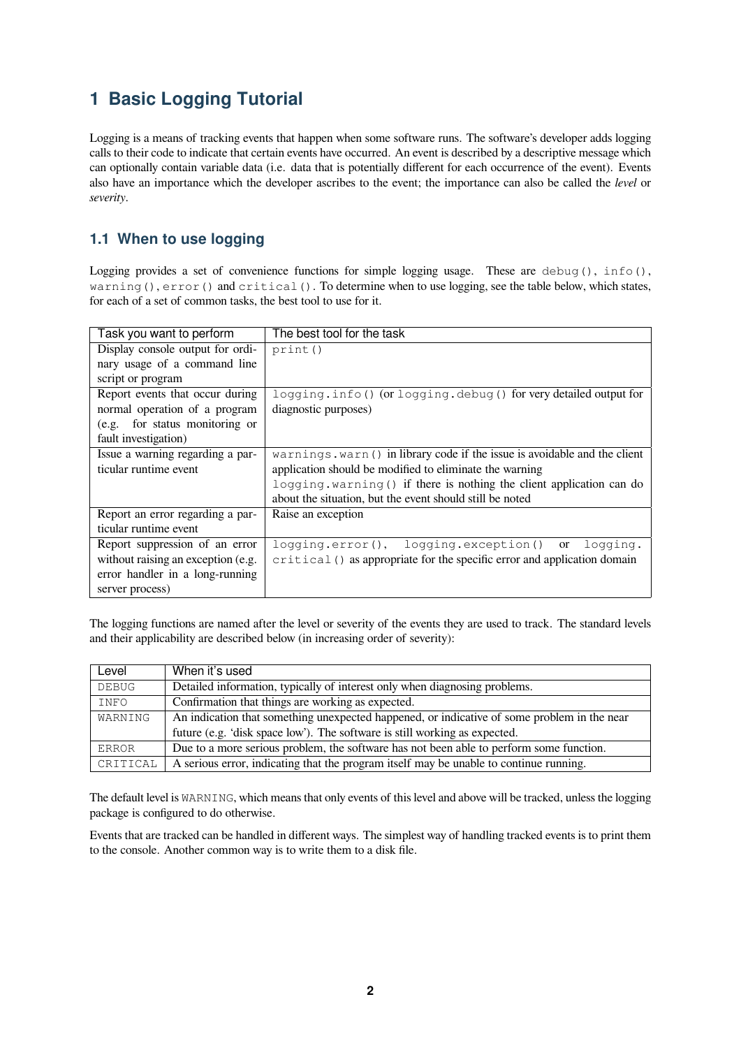# 1 Basic Logging Tutorial

Logging is a means of tracking events that happen when some software runs. The software's developer adds logging calls to their code to indicate that certain events have occurred. An event is described by a descriptive message which can optionally contain variable data (i.e. data that is potentially different for each occurrence of the event). Events also have an importance which the developer ascribes to the event; the importance can also be called the *level* or *severity*.

## 1.1 When to use logging

Logging provides a set of convenience functions for simple logging usage. These are `debug()`, `info()`, `warning()`, `error()` and `critical()`. To determine when to use logging, see the table below, which states, for each of a set of common tasks, the best tool to use for it.

| Task you want to perform | The best tool for the task |
|---|---|
| Display console output for ordinary usage of a command line script or program | `print()` |
| Report events that occur during normal operation of a program (e.g. for status monitoring or fault investigation) | `logging.info()` (or `logging.debug()` for very detailed output for diagnostic purposes) |
| Issue a warning regarding a particular runtime event | `warnings.warn()` in library code if the issue is avoidable and the client application should be modified to eliminate the warning<br>`logging.warning()` if there is nothing the client application can do about the situation, but the event should still be noted |
| Report an error regarding a particular runtime event | Raise an exception |
| Report suppression of an error without raising an exception (e.g. error handler in a long-running server process) | `logging.error()`, `logging.exception()` or `logging.critical()` as appropriate for the specific error and application domain |

The logging functions are named after the level or severity of the events they are used to track. The standard levels and their applicability are described below (in increasing order of severity):

| Level | When it's used |
|---|---|
| `DEBUG` | Detailed information, typically of interest only when diagnosing problems. |
| `INFO` | Confirmation that things are working as expected. |
| `WARNING` | An indication that something unexpected happened, or indicative of some problem in the near future (e.g. 'disk space low'). The software is still working as expected. |
| `ERROR` | Due to a more serious problem, the software has not been able to perform some function. |
| `CRITICAL` | A serious error, indicating that the program itself may be unable to continue running. |

The default level is `WARNING`, which means that only events of this level and above will be tracked, unless the logging package is configured to do otherwise.

Events that are tracked can be handled in different ways. The simplest way of handling tracked events is to print them to the console. Another common way is to write them to a disk file.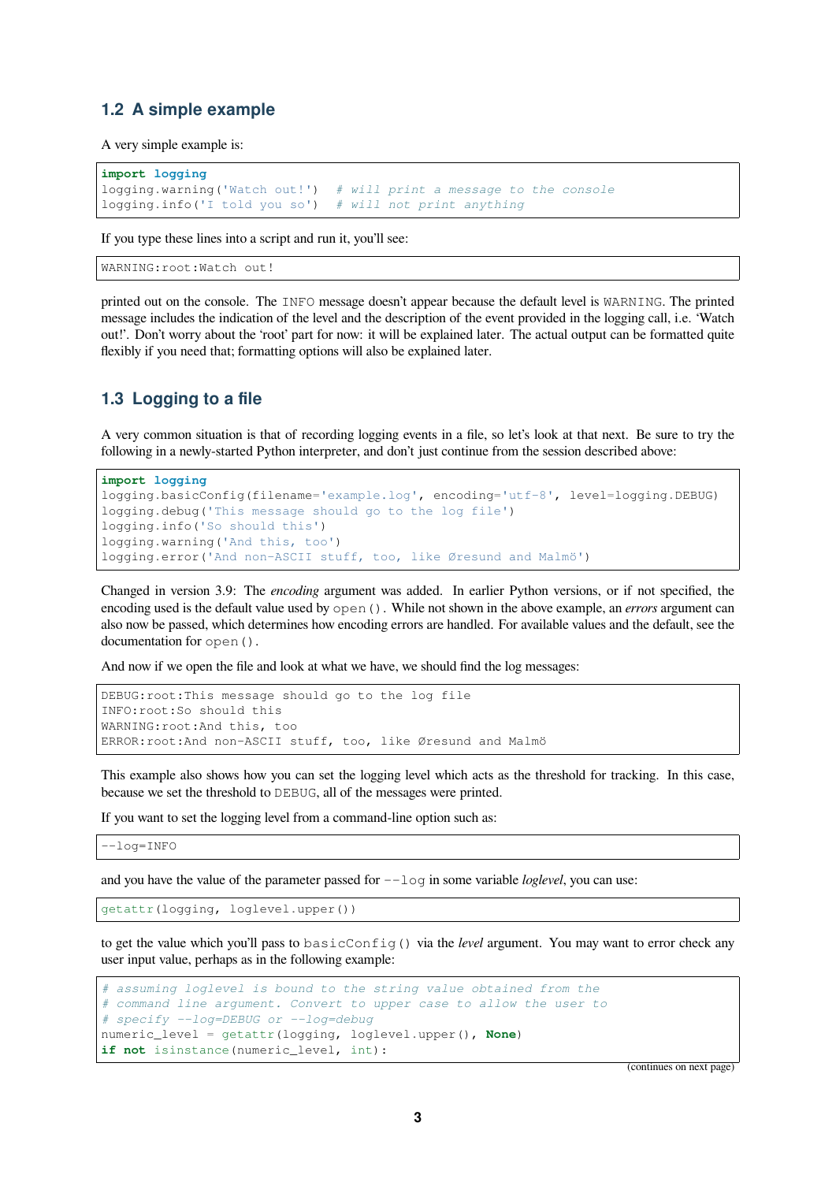## 1.2 A simple example

A very simple example is:

```
import logging
logging.warning('Watch out!')  # will print a message to the console
logging.info('I told you so')  # will not print anything
```

If you type these lines into a script and run it, you'll see:

```
WARNING:root:Watch out!
```

printed out on the console. The `INFO` message doesn't appear because the default level is `WARNING`. The printed message includes the indication of the level and the description of the event provided in the logging call, i.e. 'Watch out!'. Don't worry about the 'root' part for now: it will be explained later. The actual output can be formatted quite flexibly if you need that; formatting options will also be explained later.

## 1.3 Logging to a file

A very common situation is that of recording logging events in a file, so let's look at that next. Be sure to try the following in a newly-started Python interpreter, and don't just continue from the session described above:

```
import logging
logging.basicConfig(filename='example.log', encoding='utf-8', level=logging.DEBUG)
logging.debug('This message should go to the log file')
logging.info('So should this')
logging.warning('And this, too')
logging.error('And non-ASCII stuff, too, like Øresund and Malmö')
```

Changed in version 3.9: The *encoding* argument was added. In earlier Python versions, or if not specified, the encoding used is the default value used by `open()`. While not shown in the above example, an *errors* argument can also now be passed, which determines how encoding errors are handled. For available values and the default, see the documentation for `open()`.

And now if we open the file and look at what we have, we should find the log messages:

```
DEBUG:root:This message should go to the log file
INFO:root:So should this
WARNING:root:And this, too
ERROR:root:And non-ASCII stuff, too, like Øresund and Malmö
```

This example also shows how you can set the logging level which acts as the threshold for tracking. In this case, because we set the threshold to `DEBUG`, all of the messages were printed.

If you want to set the logging level from a command-line option such as:

```
--log=INFO
```

and you have the value of the parameter passed for `--log` in some variable *loglevel*, you can use:

```
getattr(logging, loglevel.upper())
```

to get the value which you'll pass to `basicConfig()` via the *level* argument. You may want to error check any user input value, perhaps as in the following example:

```
# assuming loglevel is bound to the string value obtained from the
# command line argument. Convert to upper case to allow the user to
# specify --log=DEBUG or --log=debug
numeric_level = getattr(logging, loglevel.upper(), None)
if not isinstance(numeric_level, int):
```

(continues on next page)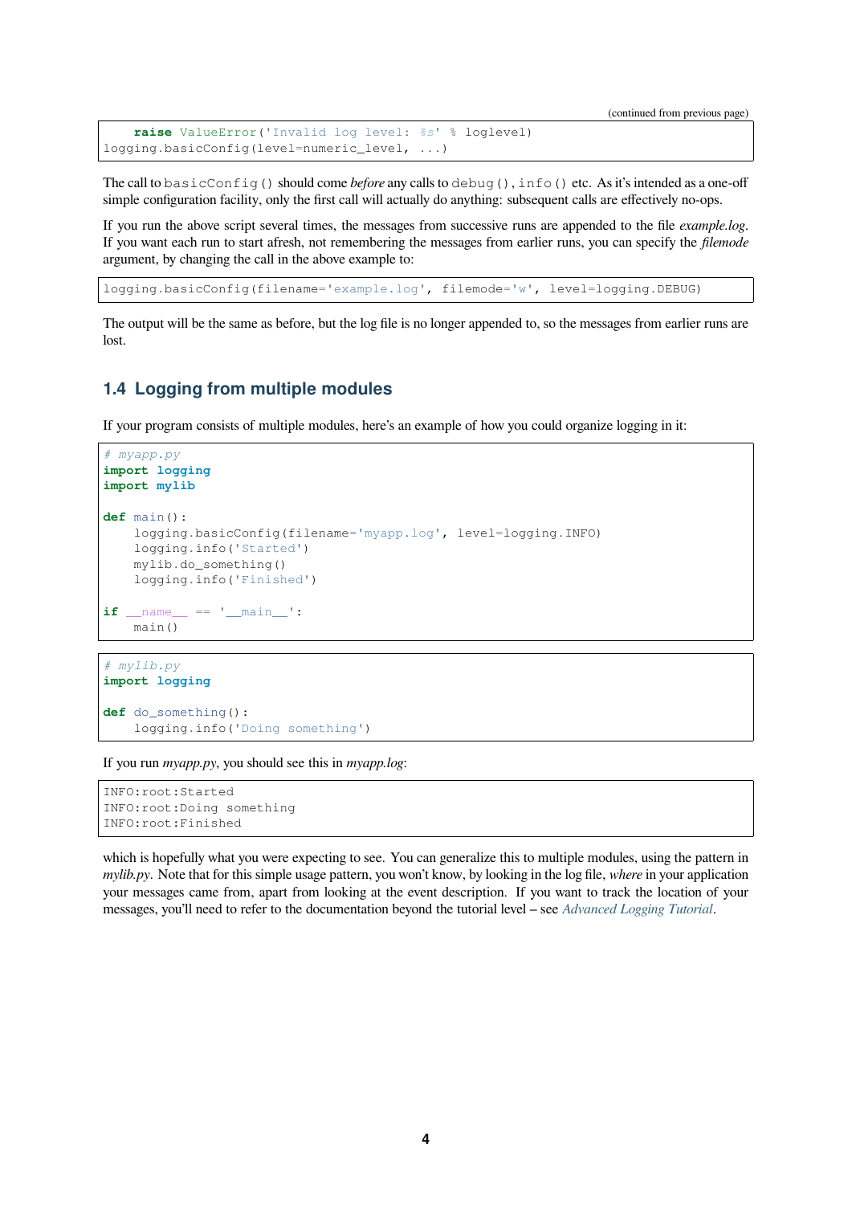```
    raise ValueError('Invalid log level: %s' % loglevel)
logging.basicConfig(level=numeric_level, ...)
```

The call to `basicConfig()` should come *before* any calls to `debug()`, `info()` etc. As it's intended as a one-off simple configuration facility, only the first call will actually do anything: subsequent calls are effectively no-ops.

If you run the above script several times, the messages from successive runs are appended to the file *example.log*. If you want each run to start afresh, not remembering the messages from earlier runs, you can specify the *filemode* argument, by changing the call in the above example to:

```
logging.basicConfig(filename='example.log', filemode='w', level=logging.DEBUG)
```

The output will be the same as before, but the log file is no longer appended to, so the messages from earlier runs are lost.

## 1.4 Logging from multiple modules

If your program consists of multiple modules, here's an example of how you could organize logging in it:

```
# myapp.py
import logging
import mylib

def main():
    logging.basicConfig(filename='myapp.log', level=logging.INFO)
    logging.info('Started')
    mylib.do_something()
    logging.info('Finished')

if __name__ == '__main__':
    main()
```

```
# mylib.py
import logging

def do_something():
    logging.info('Doing something')
```

If you run *myapp.py*, you should see this in *myapp.log*:

```
INFO:root:Started
INFO:root:Doing something
INFO:root:Finished
```

which is hopefully what you were expecting to see. You can generalize this to multiple modules, using the pattern in *mylib.py*. Note that for this simple usage pattern, you won't know, by looking in the log file, *where* in your application your messages came from, apart from looking at the event description. If you want to track the location of your messages, you'll need to refer to the documentation beyond the tutorial level – see *Advanced Logging Tutorial*.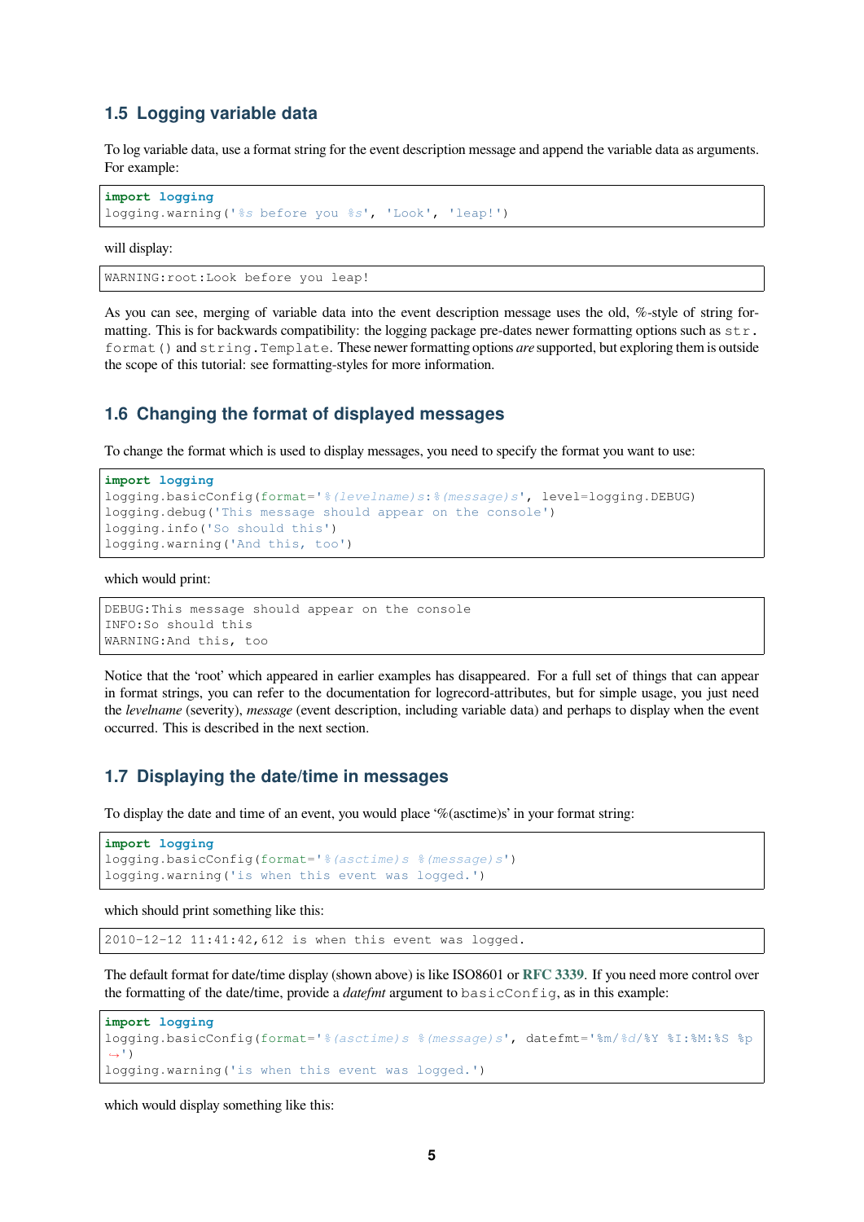## 1.5 Logging variable data

To log variable data, use a format string for the event description message and append the variable data as arguments. For example:

```
import logging
logging.warning('%s before you %s', 'Look', 'leap!')
```

will display:

```
WARNING:root:Look before you leap!
```

As you can see, merging of variable data into the event description message uses the old, %-style of string formatting. This is for backwards compatibility: the logging package pre-dates newer formatting options such as `str.format()` and `string.Template`. These newer formatting options *are* supported, but exploring them is outside the scope of this tutorial: see formatting-styles for more information.

## 1.6 Changing the format of displayed messages

To change the format which is used to display messages, you need to specify the format you want to use:

```
import logging
logging.basicConfig(format='%(levelname)s:%(message)s', level=logging.DEBUG)
logging.debug('This message should appear on the console')
logging.info('So should this')
logging.warning('And this, too')
```

which would print:

```
DEBUG:This message should appear on the console
INFO:So should this
WARNING:And this, too
```

Notice that the 'root' which appeared in earlier examples has disappeared. For a full set of things that can appear in format strings, you can refer to the documentation for logrecord-attributes, but for simple usage, you just need the *levelname* (severity), *message* (event description, including variable data) and perhaps to display when the event occurred. This is described in the next section.

## 1.7 Displaying the date/time in messages

To display the date and time of an event, you would place '%(asctime)s' in your format string:

```
import logging
logging.basicConfig(format='%(asctime)s %(message)s')
logging.warning('is when this event was logged.')
```

which should print something like this:

```
2010-12-12 11:41:42,612 is when this event was logged.
```

The default format for date/time display (shown above) is like ISO8601 or **RFC 3339**. If you need more control over the formatting of the date/time, provide a *datefmt* argument to `basicConfig`, as in this example:

```
import logging
logging.basicConfig(format='%(asctime)s %(message)s', datefmt='%m/%d/%Y %I:%M:%S %p
↪')
logging.warning('is when this event was logged.')
```

which would display something like this: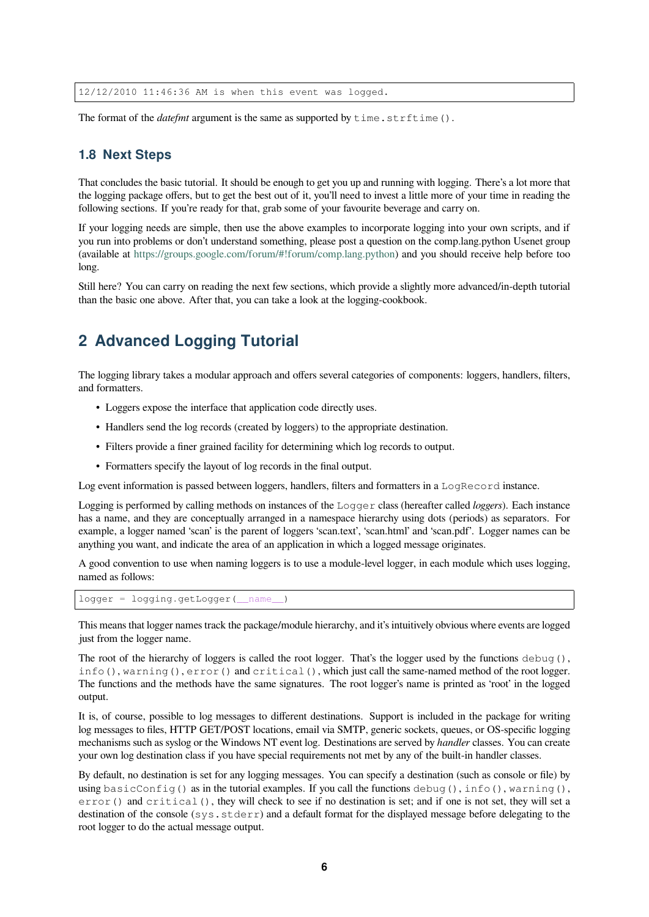```
12/12/2010 11:46:36 AM is when this event was logged.
```

The format of the *datefmt* argument is the same as supported by `time.strftime()`.

### 1.8 Next Steps

That concludes the basic tutorial. It should be enough to get you up and running with logging. There's a lot more that the logging package offers, but to get the best out of it, you'll need to invest a little more of your time in reading the following sections. If you're ready for that, grab some of your favourite beverage and carry on.

If your logging needs are simple, then use the above examples to incorporate logging into your own scripts, and if you run into problems or don't understand something, please post a question on the comp.lang.python Usenet group (available at https://groups.google.com/forum/#!forum/comp.lang.python) and you should receive help before too long.

Still here? You can carry on reading the next few sections, which provide a slightly more advanced/in-depth tutorial than the basic one above. After that, you can take a look at the logging-cookbook.

## 2 Advanced Logging Tutorial

The logging library takes a modular approach and offers several categories of components: loggers, handlers, filters, and formatters.

- Loggers expose the interface that application code directly uses.
- Handlers send the log records (created by loggers) to the appropriate destination.
- Filters provide a finer grained facility for determining which log records to output.
- Formatters specify the layout of log records in the final output.

Log event information is passed between loggers, handlers, filters and formatters in a `LogRecord` instance.

Logging is performed by calling methods on instances of the `Logger` class (hereafter called *loggers*). Each instance has a name, and they are conceptually arranged in a namespace hierarchy using dots (periods) as separators. For example, a logger named 'scan' is the parent of loggers 'scan.text', 'scan.html' and 'scan.pdf'. Logger names can be anything you want, and indicate the area of an application in which a logged message originates.

A good convention to use when naming loggers is to use a module-level logger, in each module which uses logging, named as follows:

```
logger = logging.getLogger(__name__)
```

This means that logger names track the package/module hierarchy, and it's intuitively obvious where events are logged just from the logger name.

The root of the hierarchy of loggers is called the root logger. That's the logger used by the functions `debug()`, `info()`, `warning()`, `error()` and `critical()`, which just call the same-named method of the root logger. The functions and the methods have the same signatures. The root logger's name is printed as 'root' in the logged output.

It is, of course, possible to log messages to different destinations. Support is included in the package for writing log messages to files, HTTP GET/POST locations, email via SMTP, generic sockets, queues, or OS-specific logging mechanisms such as syslog or the Windows NT event log. Destinations are served by *handler* classes. You can create your own log destination class if you have special requirements not met by any of the built-in handler classes.

By default, no destination is set for any logging messages. You can specify a destination (such as console or file) by using `basicConfig()` as in the tutorial examples. If you call the functions `debug()`, `info()`, `warning()`, `error()` and `critical()`, they will check to see if no destination is set; and if one is not set, they will set a destination of the console (`sys.stderr`) and a default format for the displayed message before delegating to the root logger to do the actual message output.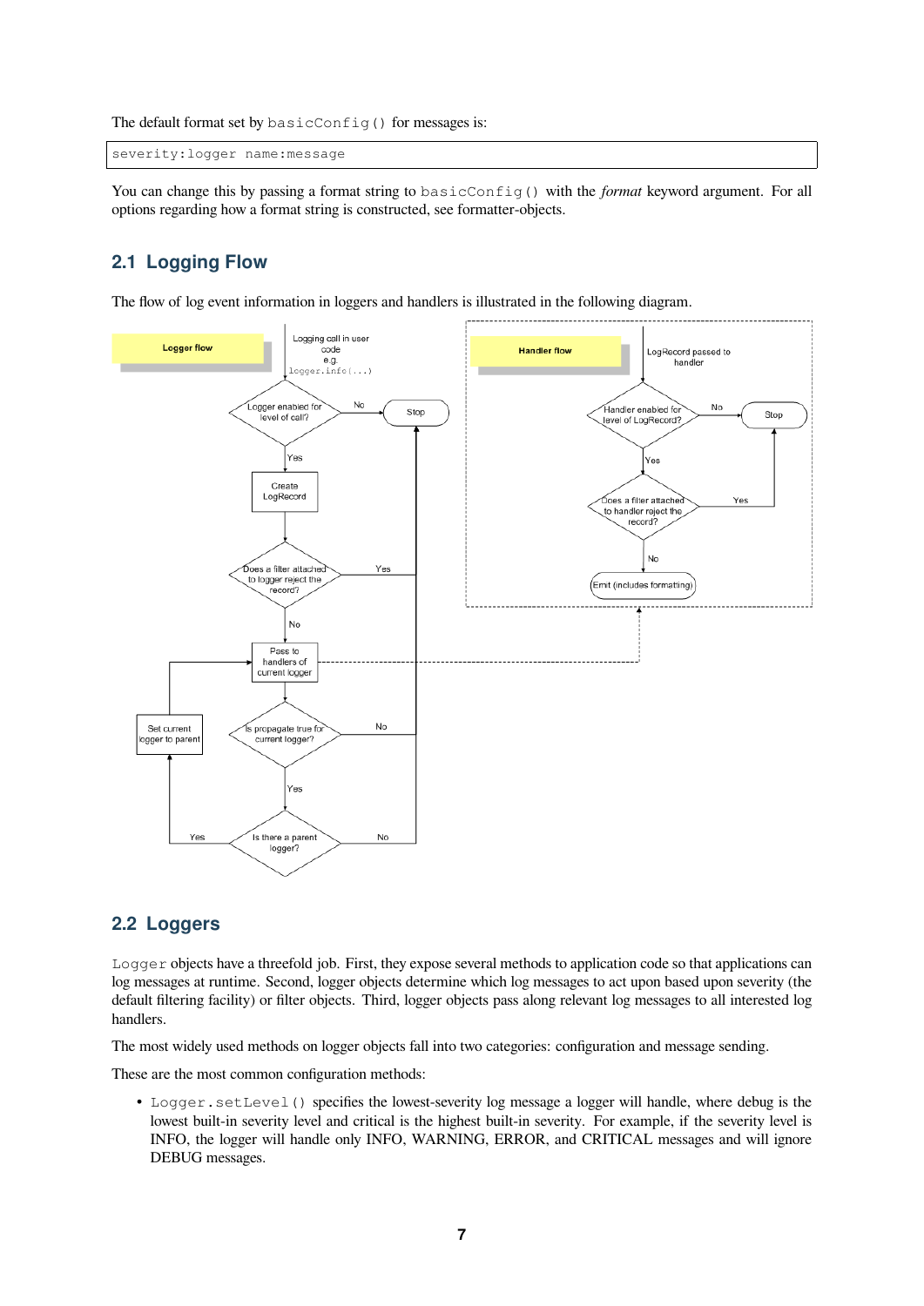The default format set by `basicConfig()` for messages is:

```
severity:logger name:message
```

You can change this by passing a format string to `basicConfig()` with the *format* keyword argument. For all options regarding how a format string is constructed, see formatter-objects.

## 2.1 Logging Flow

The flow of log event information in loggers and handlers is illustrated in the following diagram.

## 2.2 Loggers

`Logger` objects have a threefold job. First, they expose several methods to application code so that applications can log messages at runtime. Second, logger objects determine which log messages to act upon based upon severity (the default filtering facility) or filter objects. Third, logger objects pass along relevant log messages to all interested log handlers.

The most widely used methods on logger objects fall into two categories: configuration and message sending.

These are the most common configuration methods:

- `Logger.setLevel()` specifies the lowest-severity log message a logger will handle, where debug is the lowest built-in severity level and critical is the highest built-in severity. For example, if the severity level is INFO, the logger will handle only INFO, WARNING, ERROR, and CRITICAL messages and will ignore DEBUG messages.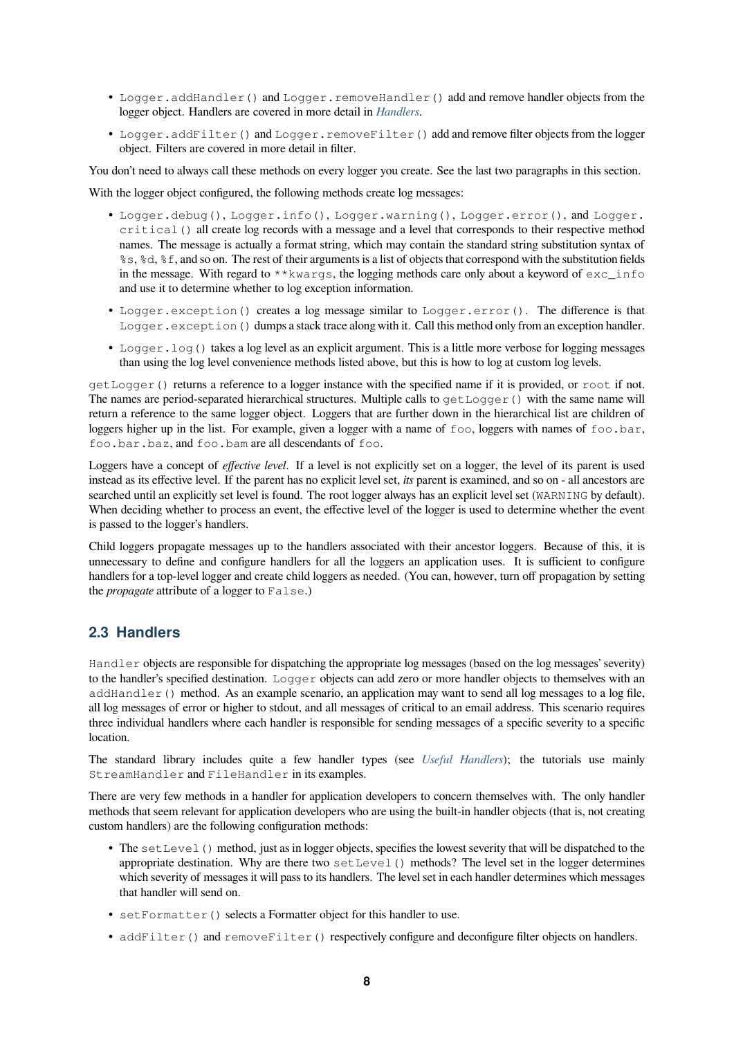- `Logger.addHandler()` and `Logger.removeHandler()` add and remove handler objects from the logger object. Handlers are covered in more detail in *Handlers*.
- `Logger.addFilter()` and `Logger.removeFilter()` add and remove filter objects from the logger object. Filters are covered in more detail in filter.

You don't need to always call these methods on every logger you create. See the last two paragraphs in this section.

With the logger object configured, the following methods create log messages:

- `Logger.debug()`, `Logger.info()`, `Logger.warning()`, `Logger.error()`, and `Logger.critical()` all create log records with a message and a level that corresponds to their respective method names. The message is actually a format string, which may contain the standard string substitution syntax of `%s`, `%d`, `%f`, and so on. The rest of their arguments is a list of objects that correspond with the substitution fields in the message. With regard to `**kwargs`, the logging methods care only about a keyword of `exc_info` and use it to determine whether to log exception information.
- `Logger.exception()` creates a log message similar to `Logger.error()`. The difference is that `Logger.exception()` dumps a stack trace along with it. Call this method only from an exception handler.
- `Logger.log()` takes a log level as an explicit argument. This is a little more verbose for logging messages than using the log level convenience methods listed above, but this is how to log at custom log levels.

`getLogger()` returns a reference to a logger instance with the specified name if it is provided, or `root` if not. The names are period-separated hierarchical structures. Multiple calls to `getLogger()` with the same name will return a reference to the same logger object. Loggers that are further down in the hierarchical list are children of loggers higher up in the list. For example, given a logger with a name of `foo`, loggers with names of `foo.bar`, `foo.bar.baz`, and `foo.bam` are all descendants of `foo`.

Loggers have a concept of *effective level*. If a level is not explicitly set on a logger, the level of its parent is used instead as its effective level. If the parent has no explicit level set, *its* parent is examined, and so on - all ancestors are searched until an explicitly set level is found. The root logger always has an explicit level set (`WARNING` by default). When deciding whether to process an event, the effective level of the logger is used to determine whether the event is passed to the logger's handlers.

Child loggers propagate messages up to the handlers associated with their ancestor loggers. Because of this, it is unnecessary to define and configure handlers for all the loggers an application uses. It is sufficient to configure handlers for a top-level logger and create child loggers as needed. (You can, however, turn off propagation by setting the *propagate* attribute of a logger to `False`.)

## 2.3 Handlers

`Handler` objects are responsible for dispatching the appropriate log messages (based on the log messages' severity) to the handler's specified destination. `Logger` objects can add zero or more handler objects to themselves with an `addHandler()` method. As an example scenario, an application may want to send all log messages to a log file, all log messages of error or higher to stdout, and all messages of critical to an email address. This scenario requires three individual handlers where each handler is responsible for sending messages of a specific severity to a specific location.

The standard library includes quite a few handler types (see *Useful Handlers*); the tutorials use mainly `StreamHandler` and `FileHandler` in its examples.

There are very few methods in a handler for application developers to concern themselves with. The only handler methods that seem relevant for application developers who are using the built-in handler objects (that is, not creating custom handlers) are the following configuration methods:

- The `setLevel()` method, just as in logger objects, specifies the lowest severity that will be dispatched to the appropriate destination. Why are there two `setLevel()` methods? The level set in the logger determines which severity of messages it will pass to its handlers. The level set in each handler determines which messages that handler will send on.
- `setFormatter()` selects a Formatter object for this handler to use.
- `addFilter()` and `removeFilter()` respectively configure and deconfigure filter objects on handlers.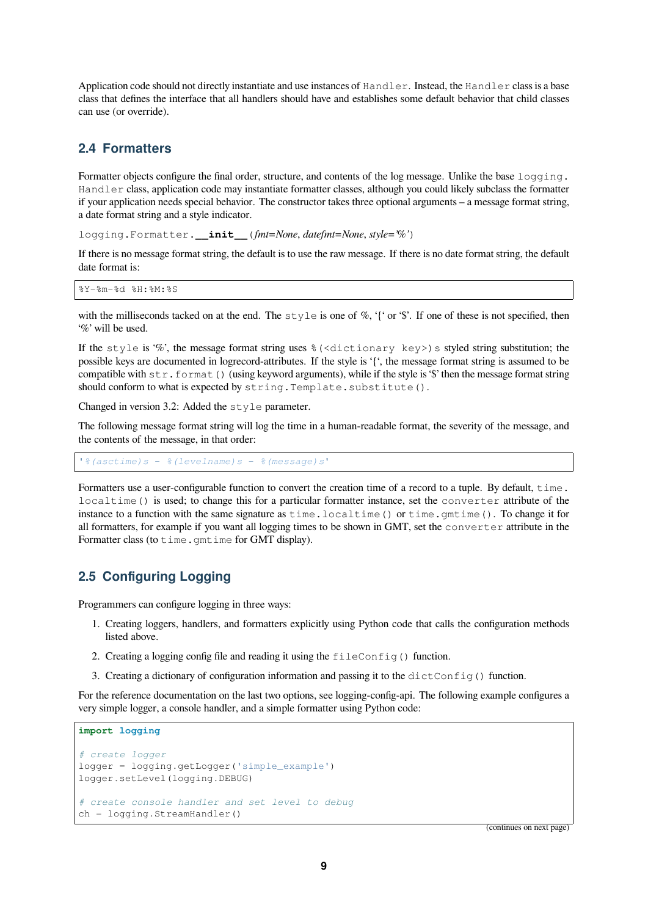Application code should not directly instantiate and use instances of `Handler`. Instead, the `Handler` class is a base class that defines the interface that all handlers should have and establishes some default behavior that child classes can use (or override).

## 2.4 Formatters

Formatter objects configure the final order, structure, and contents of the log message. Unlike the base `logging.Handler` class, application code may instantiate formatter classes, although you could likely subclass the formatter if your application needs special behavior. The constructor takes three optional arguments – a message format string, a date format string and a style indicator.

`logging.Formatter.`**`__init__`**(*fmt=None*, *datefmt=None*, *style='%'*)

If there is no message format string, the default is to use the raw message. If there is no date format string, the default date format is:

```
%Y-%m-%d %H:%M:%S
```

with the milliseconds tacked on at the end. The `style` is one of %, '{' or '$'. If one of these is not specified, then '%' will be used.

If the `style` is '%', the message format string uses `%(<dictionary key>)s` styled string substitution; the possible keys are documented in logrecord-attributes. If the style is '{', the message format string is assumed to be compatible with `str.format()` (using keyword arguments), while if the style is '$' then the message format string should conform to what is expected by `string.Template.substitute()`.

Changed in version 3.2: Added the `style` parameter.

The following message format string will log the time in a human-readable format, the severity of the message, and the contents of the message, in that order:

```
'%(asctime)s - %(levelname)s - %(message)s'
```

Formatters use a user-configurable function to convert the creation time of a record to a tuple. By default, `time.localtime()` is used; to change this for a particular formatter instance, set the `converter` attribute of the instance to a function with the same signature as `time.localtime()` or `time.gmtime()`. To change it for all formatters, for example if you want all logging times to be shown in GMT, set the `converter` attribute in the Formatter class (to `time.gmtime` for GMT display).

## 2.5 Configuring Logging

Programmers can configure logging in three ways:

1. Creating loggers, handlers, and formatters explicitly using Python code that calls the configuration methods listed above.
2. Creating a logging config file and reading it using the `fileConfig()` function.
3. Creating a dictionary of configuration information and passing it to the `dictConfig()` function.

For the reference documentation on the last two options, see logging-config-api. The following example configures a very simple logger, a console handler, and a simple formatter using Python code:

```python
import logging

# create logger
logger = logging.getLogger('simple_example')
logger.setLevel(logging.DEBUG)

# create console handler and set level to debug
ch = logging.StreamHandler()
```

(continues on next page)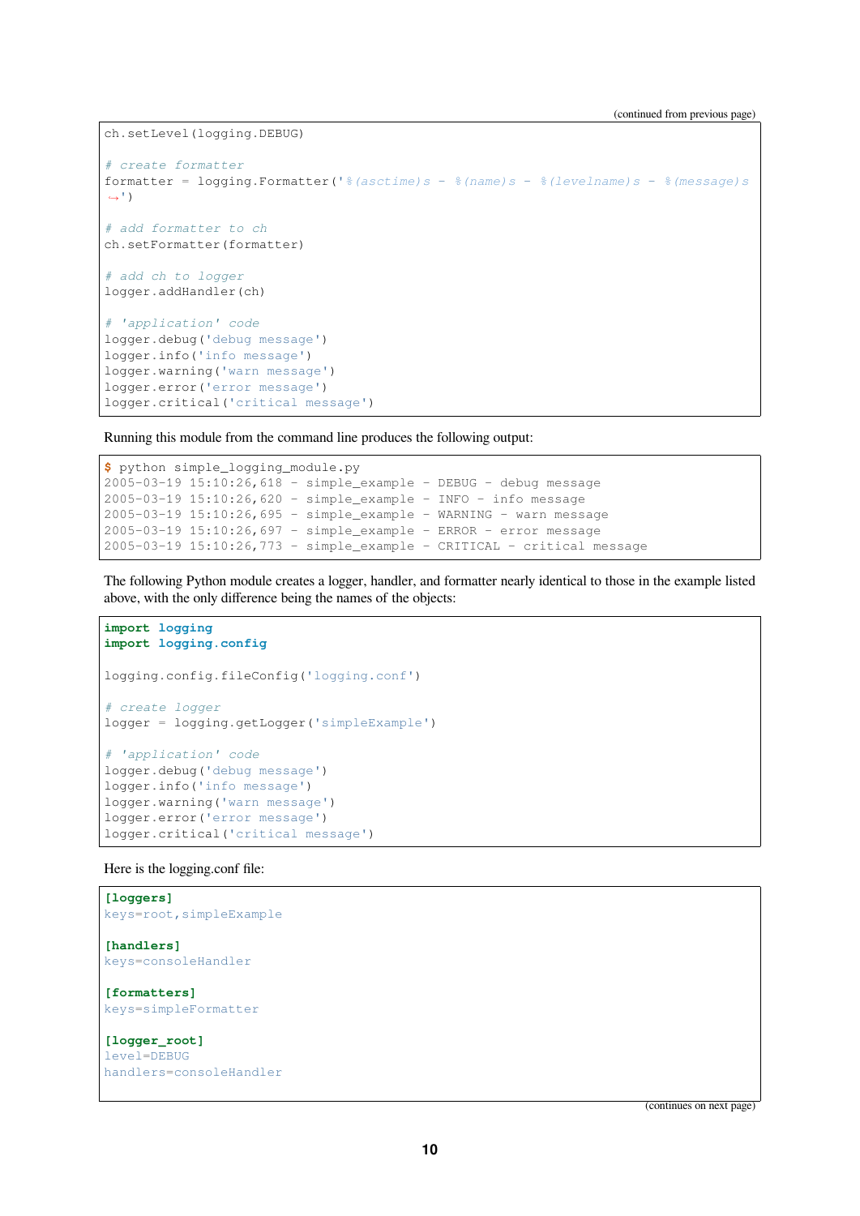```
ch.setLevel(logging.DEBUG)

# create formatter
formatter = logging.Formatter('%(asctime)s - %(name)s - %(levelname)s - %(message)s
↪')

# add formatter to ch
ch.setFormatter(formatter)

# add ch to logger
logger.addHandler(ch)

# 'application' code
logger.debug('debug message')
logger.info('info message')
logger.warning('warn message')
logger.error('error message')
logger.critical('critical message')
```

Running this module from the command line produces the following output:

```
$ python simple_logging_module.py
2005-03-19 15:10:26,618 - simple_example - DEBUG - debug message
2005-03-19 15:10:26,620 - simple_example - INFO - info message
2005-03-19 15:10:26,695 - simple_example - WARNING - warn message
2005-03-19 15:10:26,697 - simple_example - ERROR - error message
2005-03-19 15:10:26,773 - simple_example - CRITICAL - critical message
```

The following Python module creates a logger, handler, and formatter nearly identical to those in the example listed above, with the only difference being the names of the objects:

```
import logging
import logging.config

logging.config.fileConfig('logging.conf')

# create logger
logger = logging.getLogger('simpleExample')

# 'application' code
logger.debug('debug message')
logger.info('info message')
logger.warning('warn message')
logger.error('error message')
logger.critical('critical message')
```

Here is the logging.conf file:

```
[loggers]
keys=root,simpleExample

[handlers]
keys=consoleHandler

[formatters]
keys=simpleFormatter

[logger_root]
level=DEBUG
handlers=consoleHandler
```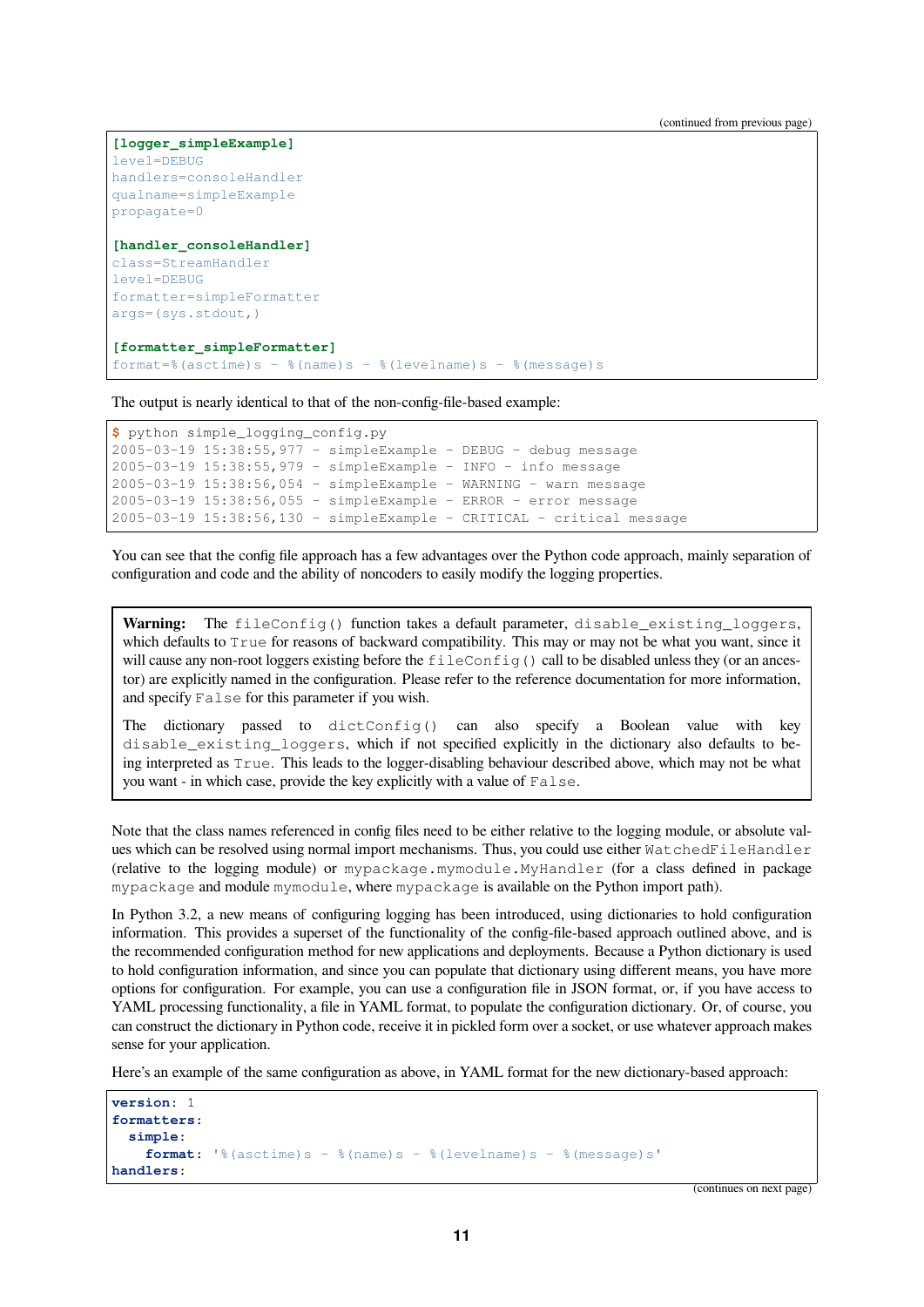(continued from previous page)

```
[logger_simpleExample]
level=DEBUG
handlers=consoleHandler
qualname=simpleExample
propagate=0

[handler_consoleHandler]
class=StreamHandler
level=DEBUG
formatter=simpleFormatter
args=(sys.stdout,)

[formatter_simpleFormatter]
format=%(asctime)s - %(name)s - %(levelname)s - %(message)s
```

The output is nearly identical to that of the non-config-file-based example:

```
$ python simple_logging_config.py
2005-03-19 15:38:55,977 - simpleExample - DEBUG - debug message
2005-03-19 15:38:55,979 - simpleExample - INFO - info message
2005-03-19 15:38:56,054 - simpleExample - WARNING - warn message
2005-03-19 15:38:56,055 - simpleExample - ERROR - error message
2005-03-19 15:38:56,130 - simpleExample - CRITICAL - critical message
```

You can see that the config file approach has a few advantages over the Python code approach, mainly separation of configuration and code and the ability of noncoders to easily modify the logging properties.

> **Warning:** The `fileConfig()` function takes a default parameter, `disable_existing_loggers`, which defaults to `True` for reasons of backward compatibility. This may or may not be what you want, since it will cause any non-root loggers existing before the `fileConfig()` call to be disabled unless they (or an ancestor) are explicitly named in the configuration. Please refer to the reference documentation for more information, and specify `False` for this parameter if you wish.
>
> The dictionary passed to `dictConfig()` can also specify a Boolean value with key `disable_existing_loggers`, which if not specified explicitly in the dictionary also defaults to being interpreted as `True`. This leads to the logger-disabling behaviour described above, which may not be what you want - in which case, provide the key explicitly with a value of `False`.

Note that the class names referenced in config files need to be either relative to the logging module, or absolute values which can be resolved using normal import mechanisms. Thus, you could use either `WatchedFileHandler` (relative to the logging module) or `mypackage.mymodule.MyHandler` (for a class defined in package `mypackage` and module `mymodule`, where `mypackage` is available on the Python import path).

In Python 3.2, a new means of configuring logging has been introduced, using dictionaries to hold configuration information. This provides a superset of the functionality of the config-file-based approach outlined above, and is the recommended configuration method for new applications and deployments. Because a Python dictionary is used to hold configuration information, and since you can populate that dictionary using different means, you have more options for configuration. For example, you can use a configuration file in JSON format, or, if you have access to YAML processing functionality, a file in YAML format, to populate the configuration dictionary. Or, of course, you can construct the dictionary in Python code, receive it in pickled form over a socket, or use whatever approach makes sense for your application.

Here's an example of the same configuration as above, in YAML format for the new dictionary-based approach:

```
version: 1
formatters:
  simple:
    format: '%(asctime)s - %(name)s - %(levelname)s - %(message)s'
handlers:
```

(continues on next page)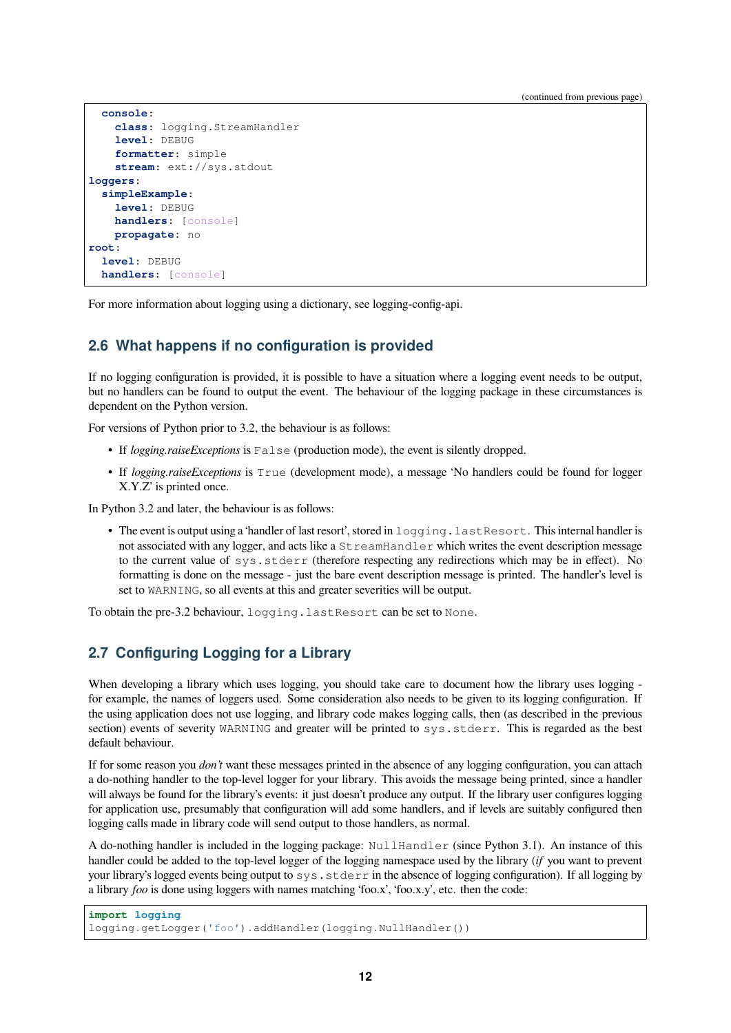```yaml
  console:
    class: logging.StreamHandler
    level: DEBUG
    formatter: simple
    stream: ext://sys.stdout
loggers:
  simpleExample:
    level: DEBUG
    handlers: [console]
    propagate: no
root:
  level: DEBUG
  handlers: [console]
```

For more information about logging using a dictionary, see logging-config-api.

## 2.6 What happens if no configuration is provided

If no logging configuration is provided, it is possible to have a situation where a logging event needs to be output, but no handlers can be found to output the event. The behaviour of the logging package in these circumstances is dependent on the Python version.

For versions of Python prior to 3.2, the behaviour is as follows:

- If *logging.raiseExceptions* is `False` (production mode), the event is silently dropped.
- If *logging.raiseExceptions* is `True` (development mode), a message 'No handlers could be found for logger X.Y.Z' is printed once.

In Python 3.2 and later, the behaviour is as follows:

- The event is output using a 'handler of last resort', stored in `logging.lastResort`. This internal handler is not associated with any logger, and acts like a `StreamHandler` which writes the event description message to the current value of `sys.stderr` (therefore respecting any redirections which may be in effect). No formatting is done on the message - just the bare event description message is printed. The handler's level is set to `WARNING`, so all events at this and greater severities will be output.

To obtain the pre-3.2 behaviour, `logging.lastResort` can be set to `None`.

## 2.7 Configuring Logging for a Library

When developing a library which uses logging, you should take care to document how the library uses logging - for example, the names of loggers used. Some consideration also needs to be given to its logging configuration. If the using application does not use logging, and library code makes logging calls, then (as described in the previous section) events of severity `WARNING` and greater will be printed to `sys.stderr`. This is regarded as the best default behaviour.

If for some reason you *don't* want these messages printed in the absence of any logging configuration, you can attach a do-nothing handler to the top-level logger for your library. This avoids the message being printed, since a handler will always be found for the library's events: it just doesn't produce any output. If the library user configures logging for application use, presumably that configuration will add some handlers, and if levels are suitably configured then logging calls made in library code will send output to those handlers, as normal.

A do-nothing handler is included in the logging package: `NullHandler` (since Python 3.1). An instance of this handler could be added to the top-level logger of the logging namespace used by the library (*if* you want to prevent your library's logged events being output to `sys.stderr` in the absence of logging configuration). If all logging by a library *foo* is done using loggers with names matching 'foo.x', 'foo.x.y', etc. then the code:

```python
import logging
logging.getLogger('foo').addHandler(logging.NullHandler())
```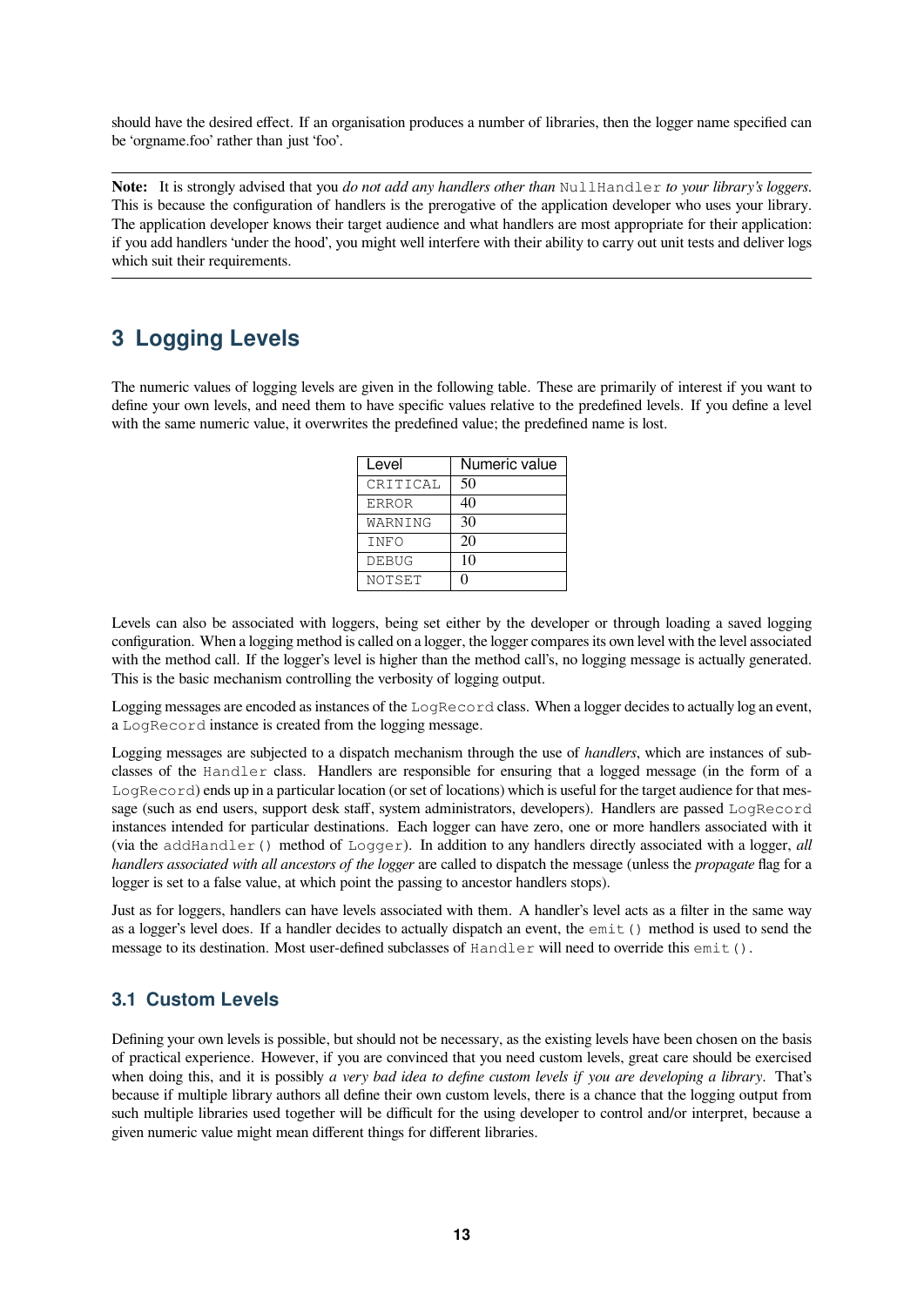should have the desired effect. If an organisation produces a number of libraries, then the logger name specified can be 'orgname.foo' rather than just 'foo'.

---

**Note:** It is strongly advised that you *do not add any handlers other than* `NullHandler` *to your library's loggers*. This is because the configuration of handlers is the prerogative of the application developer who uses your library. The application developer knows their target audience and what handlers are most appropriate for their application: if you add handlers 'under the hood', you might well interfere with their ability to carry out unit tests and deliver logs which suit their requirements.

---

## 3 Logging Levels

The numeric values of logging levels are given in the following table. These are primarily of interest if you want to define your own levels, and need them to have specific values relative to the predefined levels. If you define a level with the same numeric value, it overwrites the predefined value; the predefined name is lost.

| Level | Numeric value |
|---|---|
| `CRITICAL` | 50 |
| `ERROR` | 40 |
| `WARNING` | 30 |
| `INFO` | 20 |
| `DEBUG` | 10 |
| `NOTSET` | 0 |

Levels can also be associated with loggers, being set either by the developer or through loading a saved logging configuration. When a logging method is called on a logger, the logger compares its own level with the level associated with the method call. If the logger's level is higher than the method call's, no logging message is actually generated. This is the basic mechanism controlling the verbosity of logging output.

Logging messages are encoded as instances of the `LogRecord` class. When a logger decides to actually log an event, a `LogRecord` instance is created from the logging message.

Logging messages are subjected to a dispatch mechanism through the use of *handlers*, which are instances of subclasses of the `Handler` class. Handlers are responsible for ensuring that a logged message (in the form of a `LogRecord`) ends up in a particular location (or set of locations) which is useful for the target audience for that message (such as end users, support desk staff, system administrators, developers). Handlers are passed `LogRecord` instances intended for particular destinations. Each logger can have zero, one or more handlers associated with it (via the `addHandler()` method of `Logger`). In addition to any handlers directly associated with a logger, *all handlers associated with all ancestors of the logger* are called to dispatch the message (unless the *propagate* flag for a logger is set to a false value, at which point the passing to ancestor handlers stops).

Just as for loggers, handlers can have levels associated with them. A handler's level acts as a filter in the same way as a logger's level does. If a handler decides to actually dispatch an event, the `emit()` method is used to send the message to its destination. Most user-defined subclasses of `Handler` will need to override this `emit()`.

### 3.1 Custom Levels

Defining your own levels is possible, but should not be necessary, as the existing levels have been chosen on the basis of practical experience. However, if you are convinced that you need custom levels, great care should be exercised when doing this, and it is possibly *a very bad idea to define custom levels if you are developing a library*. That's because if multiple library authors all define their own custom levels, there is a chance that the logging output from such multiple libraries used together will be difficult for the using developer to control and/or interpret, because a given numeric value might mean different things for different libraries.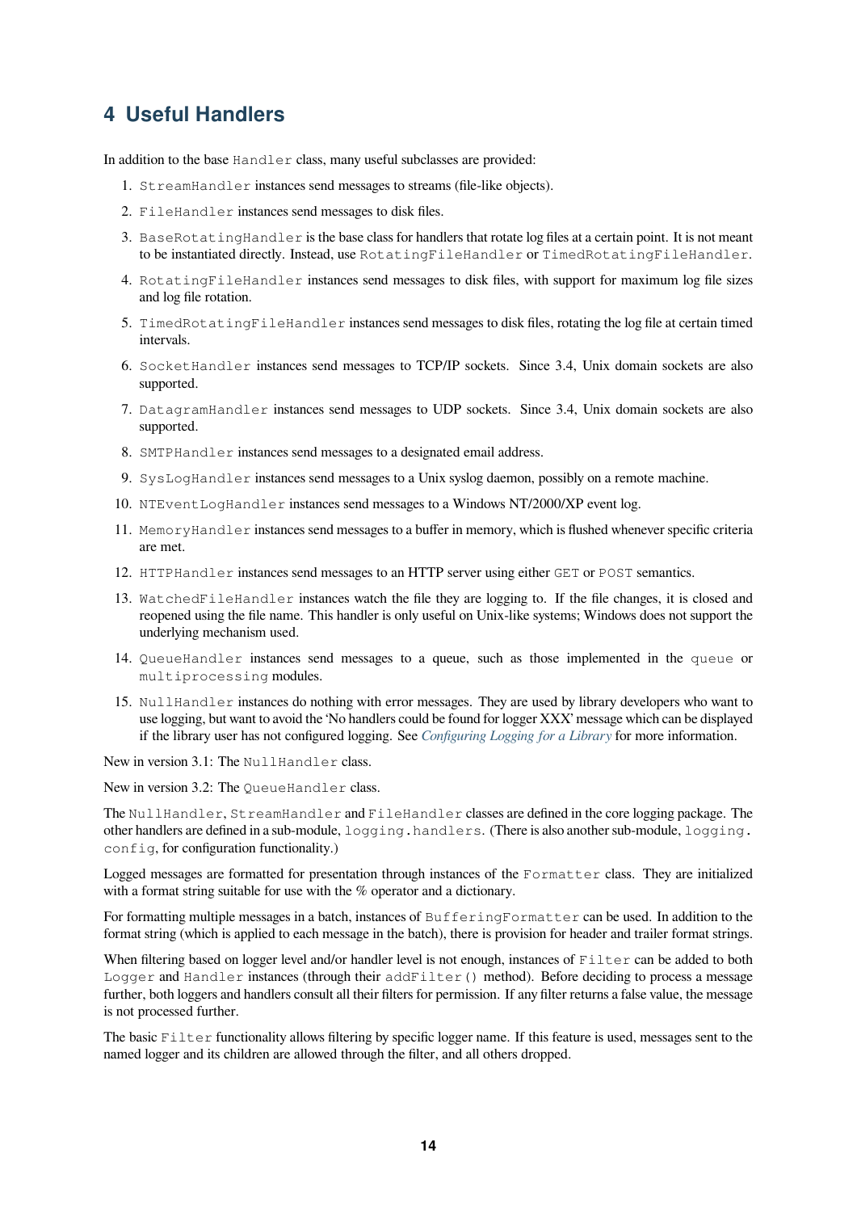## 4 Useful Handlers

In addition to the base `Handler` class, many useful subclasses are provided:

1. `StreamHandler` instances send messages to streams (file-like objects).
2. `FileHandler` instances send messages to disk files.
3. `BaseRotatingHandler` is the base class for handlers that rotate log files at a certain point. It is not meant to be instantiated directly. Instead, use `RotatingFileHandler` or `TimedRotatingFileHandler`.
4. `RotatingFileHandler` instances send messages to disk files, with support for maximum log file sizes and log file rotation.
5. `TimedRotatingFileHandler` instances send messages to disk files, rotating the log file at certain timed intervals.
6. `SocketHandler` instances send messages to TCP/IP sockets. Since 3.4, Unix domain sockets are also supported.
7. `DatagramHandler` instances send messages to UDP sockets. Since 3.4, Unix domain sockets are also supported.
8. `SMTPHandler` instances send messages to a designated email address.
9. `SysLogHandler` instances send messages to a Unix syslog daemon, possibly on a remote machine.
10. `NTEventLogHandler` instances send messages to a Windows NT/2000/XP event log.
11. `MemoryHandler` instances send messages to a buffer in memory, which is flushed whenever specific criteria are met.
12. `HTTPHandler` instances send messages to an HTTP server using either `GET` or `POST` semantics.
13. `WatchedFileHandler` instances watch the file they are logging to. If the file changes, it is closed and reopened using the file name. This handler is only useful on Unix-like systems; Windows does not support the underlying mechanism used.
14. `QueueHandler` instances send messages to a queue, such as those implemented in the `queue` or `multiprocessing` modules.
15. `NullHandler` instances do nothing with error messages. They are used by library developers who want to use logging, but want to avoid the 'No handlers could be found for logger XXX' message which can be displayed if the library user has not configured logging. See *Configuring Logging for a Library* for more information.

New in version 3.1: The `NullHandler` class.

New in version 3.2: The `QueueHandler` class.

The `NullHandler`, `StreamHandler` and `FileHandler` classes are defined in the core logging package. The other handlers are defined in a sub-module, `logging.handlers`. (There is also another sub-module, `logging.config`, for configuration functionality.)

Logged messages are formatted for presentation through instances of the `Formatter` class. They are initialized with a format string suitable for use with the % operator and a dictionary.

For formatting multiple messages in a batch, instances of `BufferingFormatter` can be used. In addition to the format string (which is applied to each message in the batch), there is provision for header and trailer format strings.

When filtering based on logger level and/or handler level is not enough, instances of `Filter` can be added to both `Logger` and `Handler` instances (through their `addFilter()` method). Before deciding to process a message further, both loggers and handlers consult all their filters for permission. If any filter returns a false value, the message is not processed further.

The basic `Filter` functionality allows filtering by specific logger name. If this feature is used, messages sent to the named logger and its children are allowed through the filter, and all others dropped.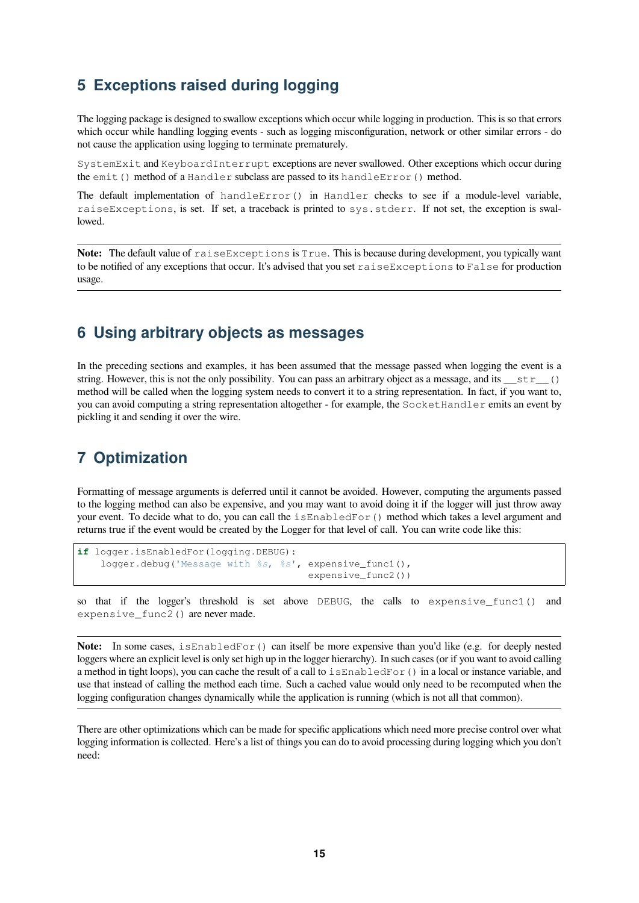## 5 Exceptions raised during logging

The logging package is designed to swallow exceptions which occur while logging in production. This is so that errors which occur while handling logging events - such as logging misconfiguration, network or other similar errors - do not cause the application using logging to terminate prematurely.

`SystemExit` and `KeyboardInterrupt` exceptions are never swallowed. Other exceptions which occur during the `emit()` method of a `Handler` subclass are passed to its `handleError()` method.

The default implementation of `handleError()` in `Handler` checks to see if a module-level variable, `raiseExceptions`, is set. If set, a traceback is printed to `sys.stderr`. If not set, the exception is swallowed.

**Note:** The default value of `raiseExceptions` is `True`. This is because during development, you typically want to be notified of any exceptions that occur. It's advised that you set `raiseExceptions` to `False` for production usage.

## 6 Using arbitrary objects as messages

In the preceding sections and examples, it has been assumed that the message passed when logging the event is a string. However, this is not the only possibility. You can pass an arbitrary object as a message, and its `__str__()` method will be called when the logging system needs to convert it to a string representation. In fact, if you want to, you can avoid computing a string representation altogether - for example, the `SocketHandler` emits an event by pickling it and sending it over the wire.

## 7 Optimization

Formatting of message arguments is deferred until it cannot be avoided. However, computing the arguments passed to the logging method can also be expensive, and you may want to avoid doing it if the logger will just throw away your event. To decide what to do, you can call the `isEnabledFor()` method which takes a level argument and returns true if the event would be created by the Logger for that level of call. You can write code like this:

```
if logger.isEnabledFor(logging.DEBUG):
    logger.debug('Message with %s, %s', expensive_func1(),
                                        expensive_func2())
```

so that if the logger's threshold is set above `DEBUG`, the calls to `expensive_func1()` and `expensive_func2()` are never made.

**Note:** In some cases, `isEnabledFor()` can itself be more expensive than you'd like (e.g. for deeply nested loggers where an explicit level is only set high up in the logger hierarchy). In such cases (or if you want to avoid calling a method in tight loops), you can cache the result of a call to `isEnabledFor()` in a local or instance variable, and use that instead of calling the method each time. Such a cached value would only need to be recomputed when the logging configuration changes dynamically while the application is running (which is not all that common).

There are other optimizations which can be made for specific applications which need more precise control over what logging information is collected. Here's a list of things you can do to avoid processing during logging which you don't need: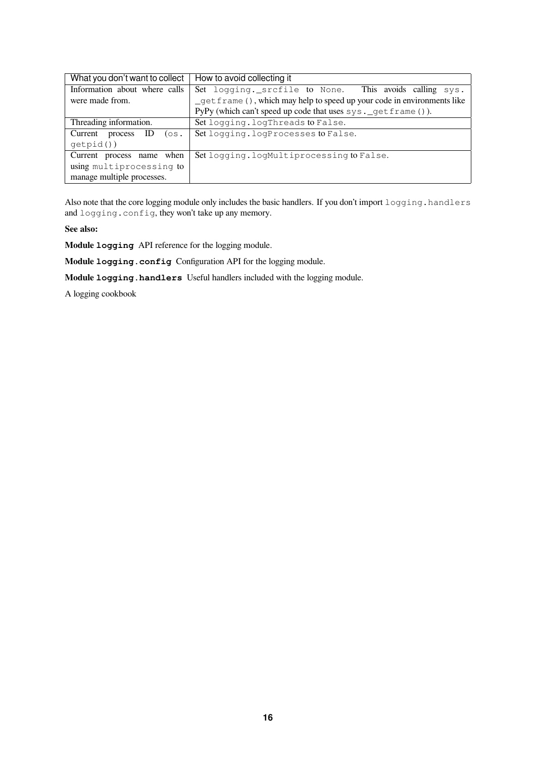| What you don't want to collect | How to avoid collecting it |
|---|---|
| Information about where calls were made from. | Set `logging._srcfile` to `None`. This avoids calling `sys._getframe()`, which may help to speed up your code in environments like PyPy (which can't speed up code that uses `sys._getframe()`). |
| Threading information. | Set `logging.logThreads` to `False`. |
| Current process ID (`os.getpid()`) | Set `logging.logProcesses` to `False`. |
| Current process name when using `multiprocessing` to manage multiple processes. | Set `logging.logMultiprocessing` to `False`. |

Also note that the core logging module only includes the basic handlers. If you don't import `logging.handlers` and `logging.config`, they won't take up any memory.

**See also:**

**Module `logging`** API reference for the logging module.

**Module `logging.config`** Configuration API for the logging module.

**Module `logging.handlers`** Useful handlers included with the logging module.

A logging cookbook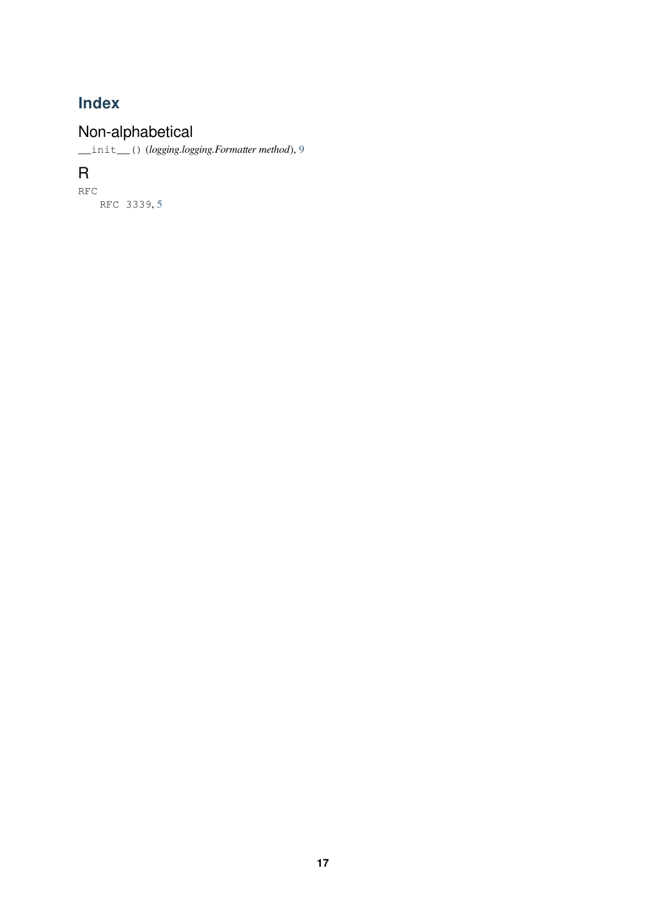# Index

## Non-alphabetical

`__init__()` (*logging.logging.Formatter method*), 9

## R

RFC
    RFC 3339, 5